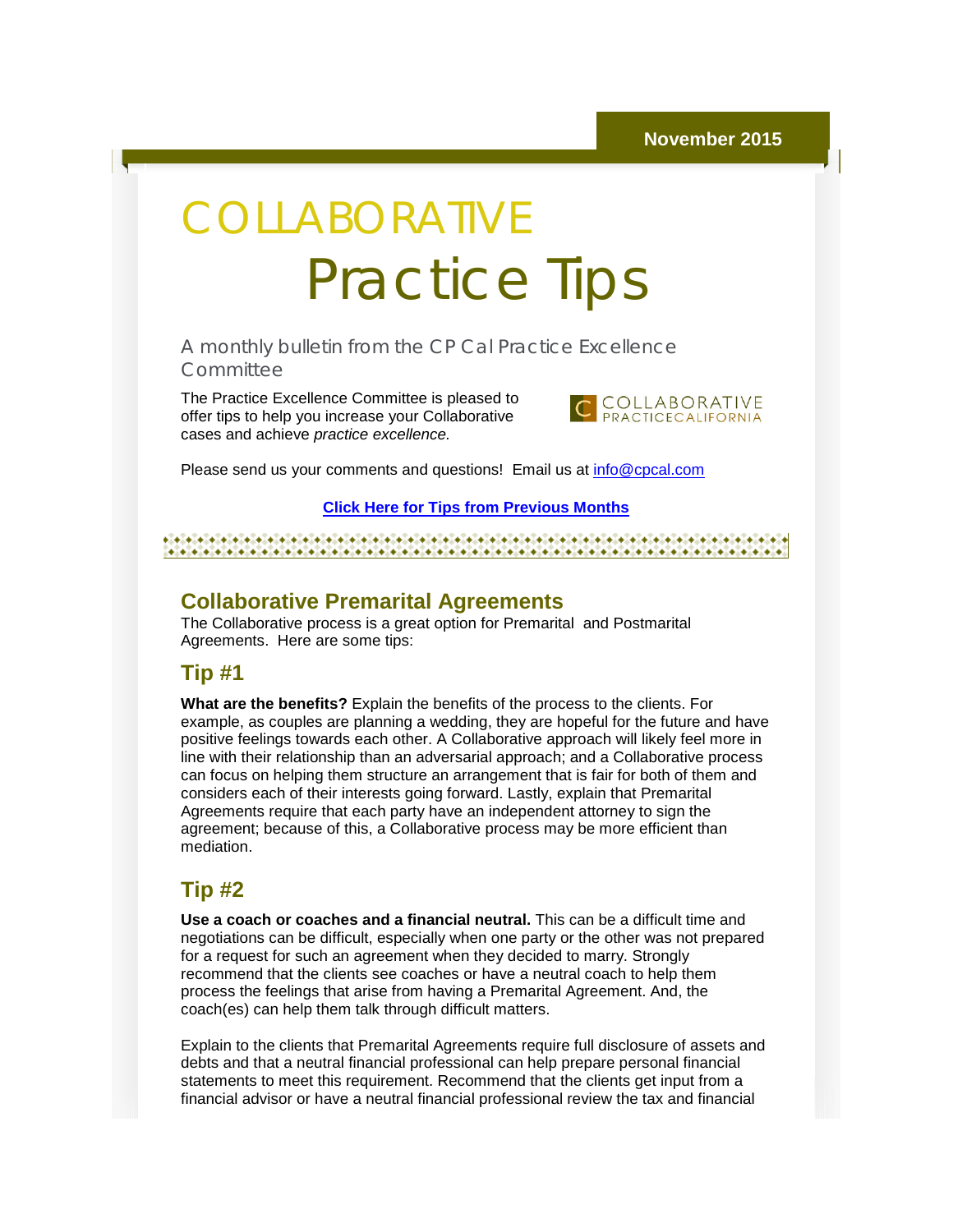November 2015

# COLLABORATIVE Practice Tips

A monthly bulletin from the CP Cal Practice Excellence Committee

The Practice Excellence Committee is pleased to offer tips to help you increase your Collaborative cases and achieve *practice excellence.*

COLLABORATIVE PRACTICECALIFORNIA

Please send us your comments and questions! Email us at info@cpcal.com

**Click Here for Tips from Previous Months**

## Collaborative Premarital Agreements

The Collaborative process is a great option for Premarital and Postmarital Agreements. Here are some tips:

### Tip #1

**What are the benefits?** Explain the benefits of the process to the clients. For example, as couples are planning a wedding, they are hopeful for the future and have positive feelings towards each other. A Collaborative approach will likely feel more in line with their relationship than an adversarial approach; and a Collaborative process can focus on helping them structure an arrangement that is fair for both of them and considers each of their interests going forward. Lastly, explain that Premarital Agreements require that each party have an independent attorney to sign the agreement; because of this, a Collaborative process may be more efficient than mediation.

### Tip #2

**Use a coach or coaches and a financial neutral.** This can be a difficult time and negotiations can be difficult, especially when one party or the other was not prepared for a request for such an agreement when they decided to marry. Strongly recommend that the clients see coaches or have a neutral coach to help them process the feelings that arise from having a Premarital Agreement. And, the coach(es) can help them talk through difficult matters.

Explain to the clients that Premarital Agreements require full disclosure of assets and debts and that a neutral financial professional can help prepare personal financial statements to meet this requirement. Recommend that the clients get input from a financial advisor or have a neutral financial professional review the tax and financial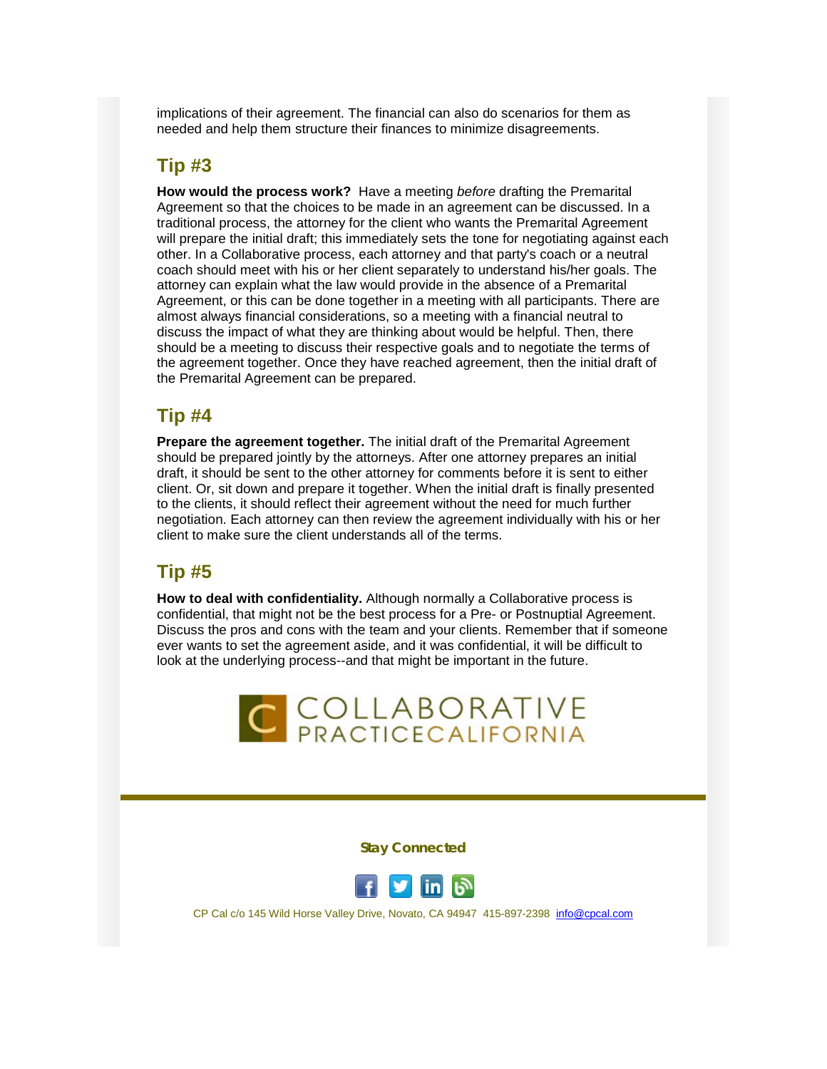implications of their agreement. The financial can also do scenarios for them as needed and help them structure their finances to minimize disagreements.

## Tip #3

**How would the process work?** Have a meeting *before* drafting the Premarital Agreement so that the choices to be made in an agreement can be discussed. In a traditional process, the attorney for the client who wants the Premarital Agreement will prepare the initial draft; this immediately sets the tone for negotiating against each other. In a Collaborative process, each attorney and that party's coach or a neutral coach should meet with his or her client separately to understand his/her goals. The attorney can explain what the law would provide in the absence of a Premarital Agreement, or this can be done together in a meeting with all participants. There are almost always financial considerations, so a meeting with a financial neutral to discuss the impact of what they are thinking about would be helpful. Then, there should be a meeting to discuss their respective goals and to negotiate the terms of the agreement together. Once they have reached agreement, then the initial draft of the Premarital Agreement can be prepared.

## Tip #4

**Prepare the agreement together.** The initial draft of the Premarital Agreement should be prepared jointly by the attorneys. After one attorney prepares an initial draft, it should be sent to the other attorney for comments before it is sent to either client. Or, sit down and prepare it together. When the initial draft is finally presented to the clients, it should reflect their agreement without the need for much further negotiation. Each attorney can then review the agreement individually with his or her client to make sure the client understands all of the terms.

## Tip #5

**How to deal with confidentiality.** Although normally a Collaborative process is confidential, that might not be the best process for a Pre- or Postnuptial Agreement. Discuss the pros and cons with the team and your clients. Remember that if someone ever wants to set the agreement aside, and it was confidential, it will be difficult to look at the underlying process--and that might be important in the future.

COLLABORATIVE PRACTICECALIFORNIA

**Stay Connected**

CP Cal c/o 145 Wild Horse Valley Drive, Novato, CA 94947 415-897-2398 info@cpcal.com